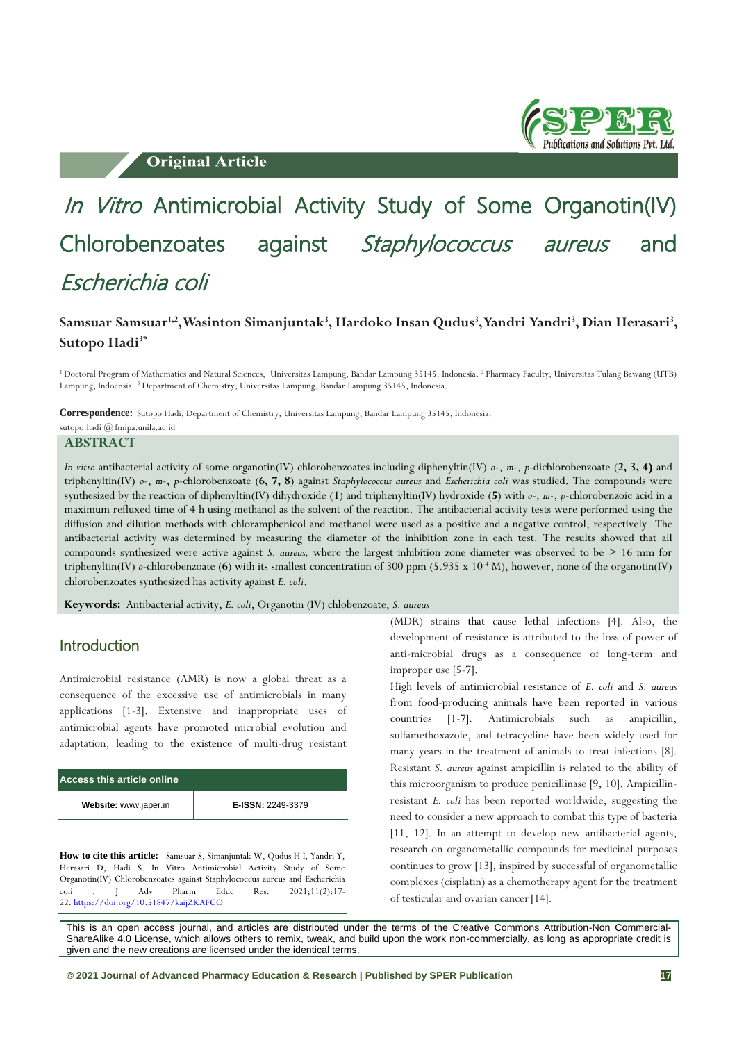Original Article

# *In Vitro* Antimicrobial Activity Study of Some Organotin(IV) Chlorobenzoates against *Staphylococcus aureus* and *Escherichia coli*

**Samsuar Samsuar[1,2], Wasinton Simanjuntak[3], Hardoko Insan Qudus[3], Yandri Yandri[3], Dian Herasari[3], Sutopo Hadi[3*]**

[1] Doctoral Program of Mathematics and Natural Sciences, Universitas Lampung, Bandar Lampung 35145, Indonesia. [2] Pharmacy Faculty, Universitas Tulang Bawang (UTB) Lampung, Indoensia. [3] Department of Chemistry, Universitas Lampung, Bandar Lampung 35145, Indonesia.

**Correspondence:** Sutopo Hadi, Department of Chemistry, Universitas Lampung, Bandar Lampung 35145, Indonesia. sutopo.hadi @ fmipa.unila.ac.id

## ABSTRACT

*In vitro* antibacterial activity of some organotin(IV) chlorobenzoates including diphenyltin(IV) *o*-, *m*-, *p*-dichlorobenzoate (**2, 3, 4)** and triphenyltin(IV) *o*-, *m*-, *p*-chlorobenzoate (**6, 7, 8**) against *Staphylococcus aureus* and *Escherichia coli* was studied. The compounds were synthesized by the reaction of diphenyltin(IV) dihydroxide (**1**) and triphenyltin(IV) hydroxide (**5**) with *o*-, *m*-, *p*-chlorobenzoic acid in a maximum refluxed time of 4 h using methanol as the solvent of the reaction. The antibacterial activity tests were performed using the diffusion and dilution methods with chloramphenicol and methanol were used as a positive and a negative control, respectively. The antibacterial activity was determined by measuring the diameter of the inhibition zone in each test. The results showed that all compounds synthesized were active against *S. aureus,* where the largest inhibition zone diameter was observed to be > 16 mm for triphenyltin(IV) *o*-chlorobenzoate (**6**) with its smallest concentration of 300 ppm ($5.935 \times 10^{-4}$ M), however, none of the organotin(IV) chlorobenzoates synthesized has activity against *E. coli*.

**Keywords:** Antibacterial activity, *E. coli*, Organotin (IV) chlobenzoate, *S. aureus*

## Introduction

Antimicrobial resistance (AMR) is now a global threat as a consequence of the excessive use of antimicrobials in many applications [1-3]. Extensive and inappropriate uses of antimicrobial agents have promoted microbial evolution and adaptation, leading to the existence of multi-drug resistant (MDR) strains that cause lethal infections [4]. Also, the development of resistance is attributed to the loss of power of anti-microbial drugs as a consequence of long-term and improper use [5-7].

High levels of antimicrobial resistance of *E. coli* and *S. aureus* from food-producing animals have been reported in various countries [1-7]. Antimicrobials such as ampicillin, sulfamethoxazole, and tetracycline have been widely used for many years in the treatment of animals to treat infections [8]. Resistant *S. aureus* against ampicillin is related to the ability of this microorganism to produce penicillinase [9, 10]. Ampicillin-resistant *E. coli* has been reported worldwide, suggesting the need to consider a new approach to combat this type of bacteria [11, 12]. In an attempt to develop new antibacterial agents, research on organometallic compounds for medicinal purposes continues to grow [13], inspired by successful of organometallic complexes (cisplatin) as a chemotherapy agent for the treatment of testicular and ovarian cancer [14].

| Access this article online | |
|---|---|
| **Website:** www.japer.in | **E-ISSN:** 2249-3379 |

**How to cite this article:** Samsuar S, Simanjuntak W, Qudus H I, Yandri Y, Herasari D, Hadi S. In Vitro Antimicrobial Activity Study of Some Organotin(IV) Chlorobenzoates against Staphylococcus aureus and Escherichia coli . J Adv Pharm Educ Res. 2021;11(2):17-22. https://doi.org/10.51847/kaijZKAFCO

This is an open access journal, and articles are distributed under the terms of the Creative Commons Attribution-Non Commercial-ShareAlike 4.0 License, which allows others to remix, tweak, and build upon the work non-commercially, as long as appropriate credit is given and the new creations are licensed under the identical terms.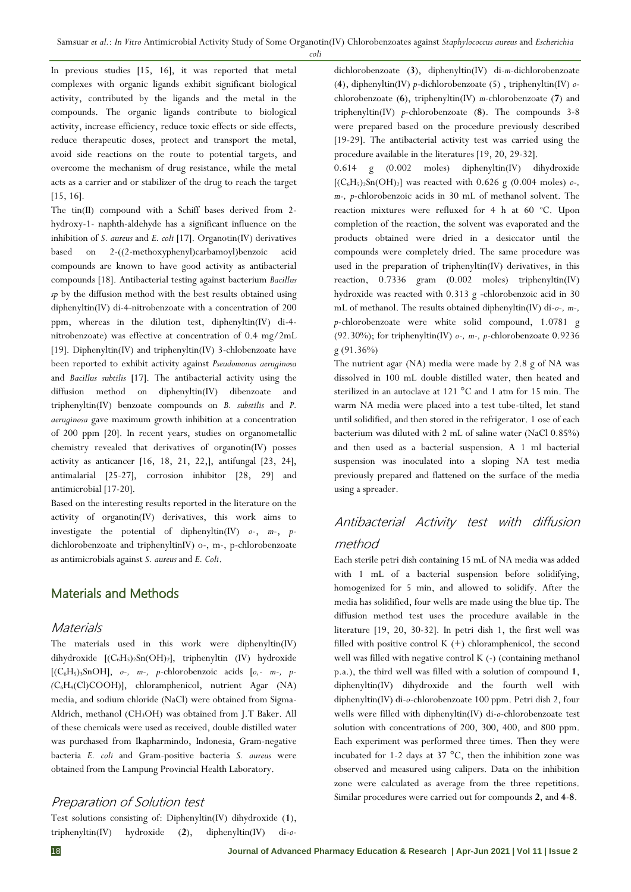In previous studies [15, 16], it was reported that metal complexes with organic ligands exhibit significant biological activity, contributed by the ligands and the metal in the compounds. The organic ligands contribute to biological activity, increase efficiency, reduce toxic effects or side effects, reduce therapeutic doses, protect and transport the metal, avoid side reactions on the route to potential targets, and overcome the mechanism of drug resistance, while the metal acts as a carrier and or stabilizer of the drug to reach the target [15, 16].

The tin(II) compound with a Schiff bases derived from 2-hydroxy-1- naphth-aldehyde has a significant influence on the inhibition of *S. aureus* and *E. coli* [17]. Organotin(IV) derivatives based on 2-((2-methoxyphenyl)carbamoyl)benzoic acid compounds are known to have good activity as antibacterial compounds [18]. Antibacterial testing against bacterium *Bacillus sp* by the diffusion method with the best results obtained using diphenyltin(IV) di-4-nitrobenzoate with a concentration of 200 ppm, whereas in the dilution test, diphenyltin(IV) di-4-nitrobenzoate) was effective at concentration of 0.4 mg/2mL [19]. Diphenyltin(IV) and triphenyltin(IV) 3-chlobenzoate have been reported to exhibit activity against *Pseudomonas aeruginosa* and *Bacillus subtilis* [17]. The antibacterial activity using the diffusion method on diphenyltin(IV) dibenzoate and triphenyltin(IV) benzoate compounds on *B. substilis* and *P. aeruginosa* gave maximum growth inhibition at a concentration of 200 ppm [20]. In recent years, studies on organometallic chemistry revealed that derivatives of organotin(IV) posses activity as anticancer [16, 18, 21, 22,], antifungal [23, 24], antimalarial [25-27], corrosion inhibitor [28, 29] and antimicrobial [17-20].

Based on the interesting results reported in the literature on the activity of organotin(IV) derivatives, this work aims to investigate the potential of diphenyltin(IV) *o*-, *m*-, *p*-dichlorobenzoate and triphenyltinIV) o-, m-, p-chlorobenzoate as antimicrobials against *S. aureus* and *E. Coli*.

## Materials and Methods

### Materials

The materials used in this work were diphenyltin(IV) dihydroxide [$(C_6H_5)_2Sn(OH)_2$], triphenyltin (IV) hydroxide [$(C_6H_5)_3SnOH$], *o-, m-, p*-chlorobenzoic acids [*o,- m-, p-(*$C_6H_4$(Cl)COOH)], chloramphenicol, nutrient Agar (NA) media, and sodium chloride (NaCl) were obtained from Sigma-Aldrich, methanol ($CH_3OH$) was obtained from J.T Baker. All of these chemicals were used as received, double distilled water was purchased from Ikapharmindo, Indonesia, Gram-negative bacteria *E. coli* and Gram-positive bacteria *S. aureus* were obtained from the Lampung Provincial Health Laboratory.

### Preparation of Solution test

Test solutions consisting of: Diphenyltin(IV) dihydroxide (**1**), triphenyltin(IV) hydroxide (**2**), diphenyltin(IV) di-*o*-dichlorobenzoate (**3**), diphenyltin(IV) di-*m*-dichlorobenzoate (**4**), diphenyltin(IV) *p*-dichlorobenzoate (5) , triphenyltin(IV) *o*-chlorobenzoate (**6**), triphenyltin(IV) *m*-chlorobenzoate (**7**) and triphenyltin(IV) *p*-chlorobenzoate (**8**). The compounds 3-8 were prepared based on the procedure previously described [19-29]. The antibacterial activity test was carried using the procedure available in the literatures [19, 20, 29-32].

0.614 g (0.002 moles) diphenyltin(IV) dihydroxide [$(C_6H_5)_2Sn(OH)_2$] was reacted with 0.626 g (0.004 moles) *o-, m-, p*-chlorobenzoic acids in 30 mL of methanol solvent. The reaction mixtures were refluxed for 4 h at 60 °C. Upon completion of the reaction, the solvent was evaporated and the products obtained were dried in a desiccator until the compounds were completely dried. The same procedure was used in the preparation of triphenyltin(IV) derivatives, in this reaction, 0.7336 gram (0.002 moles) triphenyltin(IV) hydroxide was reacted with 0.313 g -chlorobenzoic acid in 30 mL of methanol. The results obtained diphenyltin(IV) di-*o-, m-, p*-chlorobenzoate were white solid compound, 1.0781 g (92.30%); for triphenyltin(IV) *o-, m-, p*-chlorobenzoate 0.9236 g (91.36%)

The nutrient agar (NA) media were made by 2.8 g of NA was dissolved in 100 mL double distilled water, then heated and sterilized in an autoclave at 121 °C and 1 atm for 15 min. The warm NA media were placed into a test tube-tilted, let stand until solidified, and then stored in the refrigerator. 1 ose of each bacterium was diluted with 2 mL of saline water (NaCl 0.85%) and then used as a bacterial suspension. A 1 ml bacterial suspension was inoculated into a sloping NA test media previously prepared and flattened on the surface of the media using a spreader.

### Antibacterial Activity test with diffusion method

Each sterile petri dish containing 15 mL of NA media was added with 1 mL of a bacterial suspension before solidifying, homogenized for 5 min, and allowed to solidify. After the media has solidified, four wells are made using the blue tip. The diffusion method test uses the procedure available in the literature [19, 20, 30-32]. In petri dish 1, the first well was filled with positive control K (+) chloramphenicol, the second well was filled with negative control K (-) (containing methanol p.a.), the third well was filled with a solution of compound **1**, diphenyltin(IV) dihydroxide and the fourth well with diphenyltin(IV) di-*o*-chlorobenzoate 100 ppm. Petri dish 2, four wells were filled with diphenyltin(IV) di-*o*-chlorobenzoate test solution with concentrations of 200, 300, 400, and 800 ppm. Each experiment was performed three times. Then they were incubated for 1-2 days at 37 °C, then the inhibition zone was observed and measured using calipers. Data on the inhibition zone were calculated as average from the three repetitions. Similar procedures were carried out for compounds **2**, and **4**-**8**.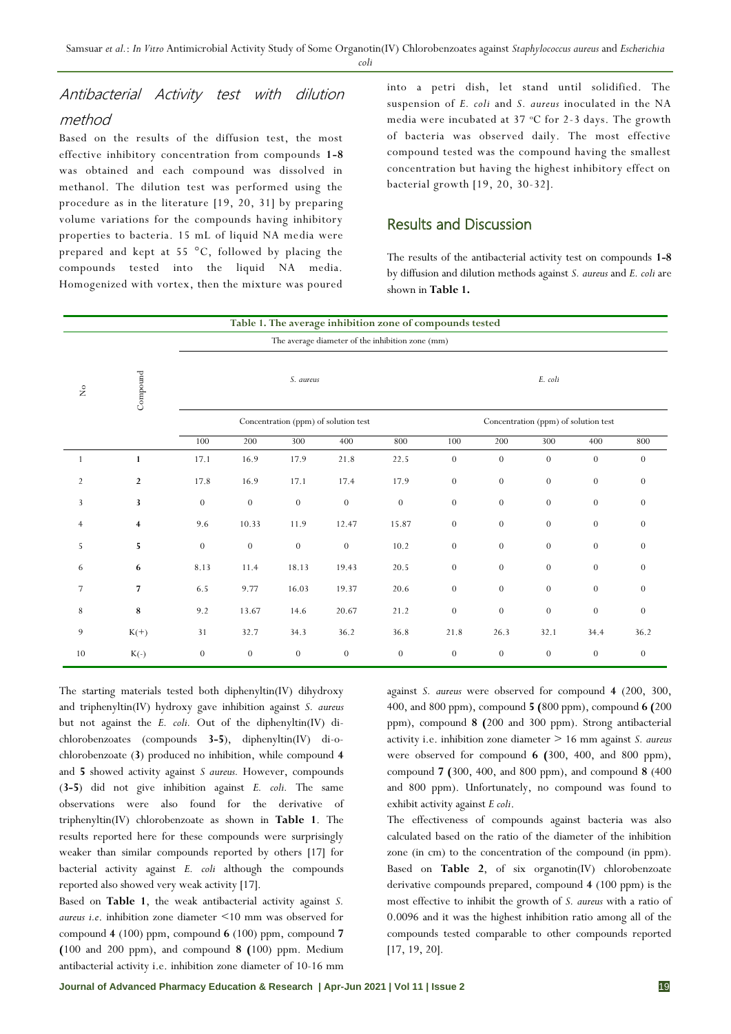## Antibacterial Activity test with dilution method

Based on the results of the diffusion test, the most effective inhibitory concentration from compounds **1-8** was obtained and each compound was dissolved in methanol. The dilution test was performed using the procedure as in the literature [19, 20, 31] by preparing volume variations for the compounds having inhibitory properties to bacteria. 15 mL of liquid NA media were prepared and kept at 55 °C, followed by placing the compounds tested into the liquid NA media. Homogenized with vortex, then the mixture was poured into a petri dish, let stand until solidified. The suspension of *E. coli* and *S. aureus* inoculated in the NA media were incubated at 37 °C for 2-3 days. The growth of bacteria was observed daily. The most effective compound tested was the compound having the smallest concentration but having the highest inhibitory effect on bacterial growth [19, 20, 30-32].

## Results and Discussion

The results of the antibacterial activity test on compounds **1-8** by diffusion and dilution methods against *S. aureus* and *E. coli* are shown in **Table 1.**

**Table 1. The average inhibition zone of compounds tested**

| No | Compound | The average diameter of the inhibition zone (mm) | | | | | | | | | |
|---|---|---|---|---|---|---|---|---|---|---|---|
| | | *S. aureus* | | | | | *E. coli* | | | | |
| | | Concentration (ppm) of solution test | | | | | Concentration (ppm) of solution test | | | | |
| | | 100 | 200 | 300 | 400 | 800 | 100 | 200 | 300 | 400 | 800 |
| 1 | **1** | 17.1 | 16.9 | 17.9 | 21.8 | 22.5 | 0 | 0 | 0 | 0 | 0 |
| 2 | **2** | 17.8 | 16.9 | 17.1 | 17.4 | 17.9 | 0 | 0 | 0 | 0 | 0 |
| 3 | **3** | 0 | 0 | 0 | 0 | 0 | 0 | 0 | 0 | 0 | 0 |
| 4 | **4** | 9.6 | 10.33 | 11.9 | 12.47 | 15.87 | 0 | 0 | 0 | 0 | 0 |
| 5 | **5** | 0 | 0 | 0 | 0 | 10.2 | 0 | 0 | 0 | 0 | 0 |
| 6 | **6** | 8.13 | 11.4 | 18.13 | 19.43 | 20.5 | 0 | 0 | 0 | 0 | 0 |
| 7 | **7** | 6.5 | 9.77 | 16.03 | 19.37 | 20.6 | 0 | 0 | 0 | 0 | 0 |
| 8 | **8** | 9.2 | 13.67 | 14.6 | 20.67 | 21.2 | 0 | 0 | 0 | 0 | 0 |
| 9 | K(+) | 31 | 32.7 | 34.3 | 36.2 | 36.8 | 21.8 | 26.3 | 32.1 | 34.4 | 36.2 |
| 10 | K(-) | 0 | 0 | 0 | 0 | 0 | 0 | 0 | 0 | 0 | 0 |

The starting materials tested both diphenyltin(IV) dihydroxy and triphenyltin(IV) hydroxy gave inhibition against *S. aureus* but not against the *E. coli.* Out of the diphenyltin(IV) di-chlorobenzoates (compounds **3-5**), diphenyltin(IV) di-o-chlorobenzoate (**3**) produced no inhibition, while compound **4** and **5** showed activity against *S aureus.* However, compounds (**3-5**) did not give inhibition against *E. coli.* The same observations were also found for the derivative of triphenyltin(IV) chlorobenzoate as shown in **Table 1**. The results reported here for these compounds were surprisingly weaker than similar compounds reported by others [17] for bacterial activity against *E. coli* although the compounds reported also showed very weak activity [17].

Based on **Table 1**, the weak antibacterial activity against *S. aureus i.e*. inhibition zone diameter <10 mm was observed for compound **4** (100) ppm, compound **6** (100) ppm, compound **7** (100 and 200 ppm), and compound **8** (100) ppm. Medium antibacterial activity i.e. inhibition zone diameter of 10-16 mm against *S. aureus* were observed for compound **4** (200, 300, 400, and 800 ppm), compound **5** (800 ppm), compound **6** (200 ppm), compound **8** (200 and 300 ppm). Strong antibacterial activity i.e. inhibition zone diameter > 16 mm against *S. aureus* were observed for compound **6** (300, 400, and 800 ppm), compound **7** (300, 400, and 800 ppm), and compound **8** (400 and 800 ppm). Unfortunately, no compound was found to exhibit activity against *E coli*.

The effectiveness of compounds against bacteria was also calculated based on the ratio of the diameter of the inhibition zone (in cm) to the concentration of the compound (in ppm). Based on **Table 2**, of six organotin(IV) chlorobenzoate derivative compounds prepared, compound **4** (100 ppm) is the most effective to inhibit the growth of *S. aureus* with a ratio of 0.0096 and it was the highest inhibition ratio among all of the compounds tested comparable to other compounds reported [17, 19, 20].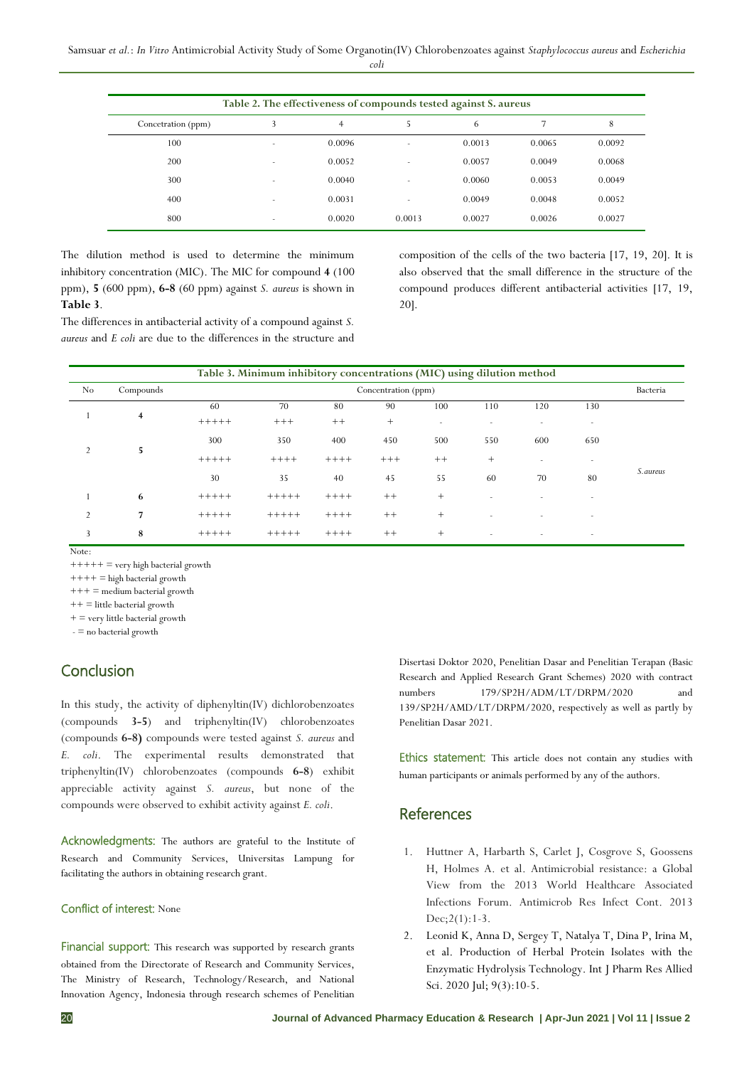**Table 2. The effectiveness of compounds tested against S. aureus**

| Concetration (ppm) | 3 | 4 | 5 | 6 | 7 | 8 |
|---|---|---|---|---|---|---|
| 100 | - | 0.0096 | - | 0.0013 | 0.0065 | 0.0092 |
| 200 | - | 0.0052 | - | 0.0057 | 0.0049 | 0.0068 |
| 300 | - | 0.0040 | - | 0.0060 | 0.0053 | 0.0049 |
| 400 | - | 0.0031 | - | 0.0049 | 0.0048 | 0.0052 |
| 800 | - | 0.0020 | 0.0013 | 0.0027 | 0.0026 | 0.0027 |

The dilution method is used to determine the minimum inhibitory concentration (MIC). The MIC for compound **4** (100 ppm), **5** (600 ppm), **6-8** (60 ppm) against *S. aureus* is shown in **Table 3**.

The differences in antibacterial activity of a compound against *S. aureus* and *E coli* are due to the differences in the structure and composition of the cells of the two bacteria [17, 19, 20]. It is also observed that the small difference in the structure of the compound produces different antibacterial activities [17, 19, 20].

**Table 3. Minimum inhibitory concentrations (MIC) using dilution method**

| No | Compounds | Concentration (ppm) | | | | | | | | Bacteria |
|---|---|---|---|---|---|---|---|---|---|---|
| 1 | **4** | 60 | 70 | 80 | 90 | 100 | 110 | 120 | 130 | *S.aureus* |
| | | +++++ | +++ | ++ | + | - | - | - | - | |
| 2 | **5** | 300 | 350 | 400 | 450 | 500 | 550 | 600 | 650 | |
| | | +++++ | ++++ | ++++ | +++ | ++ | + | - | - | |
| | | 30 | 35 | 40 | 45 | 55 | 60 | 70 | 80 | |
| 1 | **6** | +++++ | +++++ | ++++ | ++ | + | - | - | - | |
| 2 | **7** | +++++ | +++++ | ++++ | ++ | + | - | - | - | |
| 3 | **8** | +++++ | +++++ | ++++ | ++ | + | - | - | - | |

Note:
+++++ = very high bacterial growth
++++ = high bacterial growth
+++ = medium bacterial growth
++ = little bacterial growth
+ = very little bacterial growth
- = no bacterial growth

## Conclusion

In this study, the activity of diphenyltin(IV) dichlorobenzoates (compounds **3-5**) and triphenyltin(IV) chlorobenzoates (compounds **6-8)** compounds were tested against *S. aureus* and *E. coli*. The experimental results demonstrated that triphenyltin(IV) chlorobenzoates (compounds **6-8**) exhibit appreciable activity against *S. aureus*, but none of the compounds were observed to exhibit activity against *E. coli*.

**Acknowledgments:** The authors are grateful to the Institute of Research and Community Services, Universitas Lampung for facilitating the authors in obtaining research grant.

**Conflict of interest:** None

**Financial support:** This research was supported by research grants obtained from the Directorate of Research and Community Services, The Ministry of Research, Technology/Research, and National Innovation Agency, Indonesia through research schemes of Penelitian Disertasi Doktor 2020, Penelitian Dasar and Penelitian Terapan (Basic Research and Applied Research Grant Schemes) 2020 with contract numbers 179/SP2H/ADM/LT/DRPM/2020 and 139/SP2H/AMD/LT/DRPM/2020, respectively as well as partly by Penelitian Dasar 2021.

**Ethics statement:** This article does not contain any studies with human participants or animals performed by any of the authors.

## References

1. Huttner A, Harbarth S, Carlet J, Cosgrove S, Goossens H, Holmes A. et al. Antimicrobial resistance: a Global View from the 2013 World Healthcare Associated Infections Forum. Antimicrob Res Infect Cont. 2013 Dec;2(1):1-3.
2. Leonid K, Anna D, Sergey T, Natalya T, Dina P, Irina M, et al. Production of Herbal Protein Isolates with the Enzymatic Hydrolysis Technology. Int J Pharm Res Allied Sci. 2020 Jul; 9(3):10-5.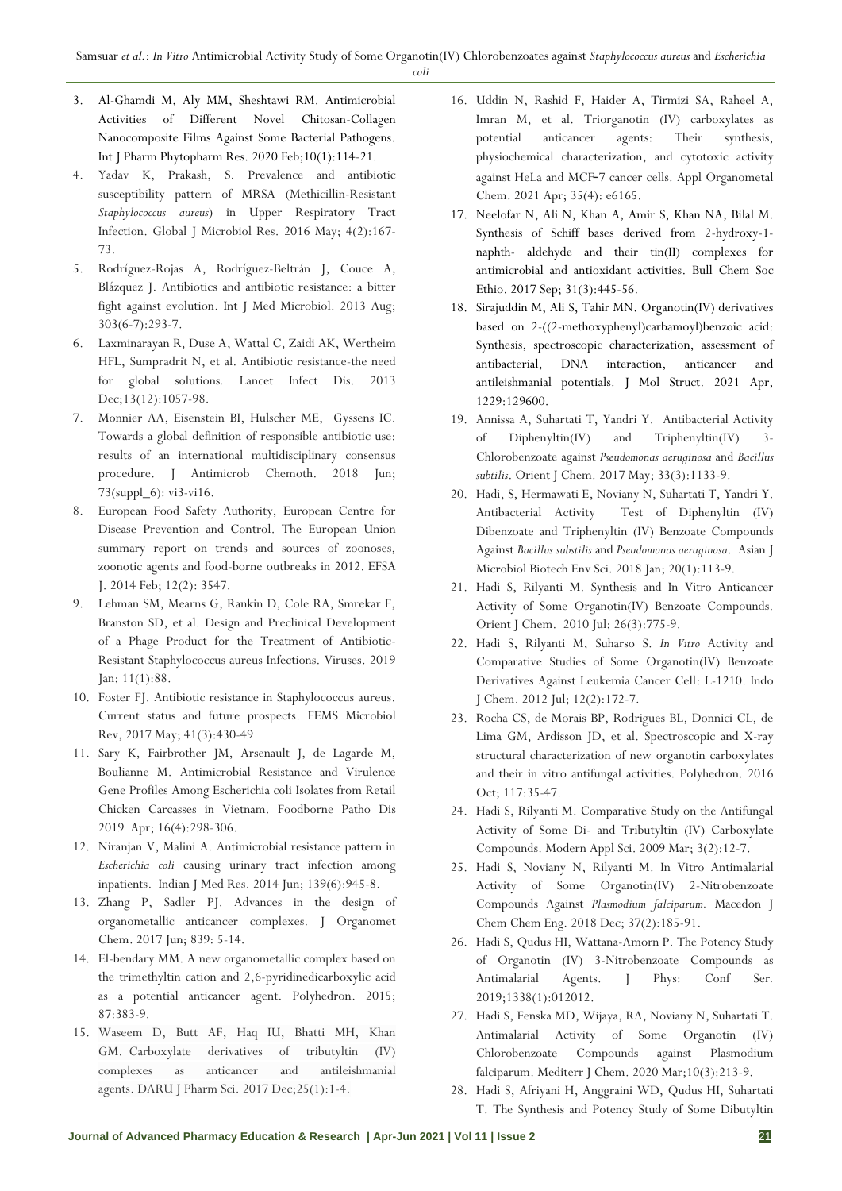3. Al-Ghamdi M, Aly MM, Sheshtawi RM. Antimicrobial Activities of Different Novel Chitosan-Collagen Nanocomposite Films Against Some Bacterial Pathogens. Int J Pharm Phytopharm Res. 2020 Feb;10(1):114-21.
4. Yadav K, Prakash, S. Prevalence and antibiotic susceptibility pattern of MRSA (Methicillin-Resistant *Staphylococcus aureus*) in Upper Respiratory Tract Infection. Global J Microbiol Res. 2016 May; 4(2):167-73.
5. Rodríguez-Rojas A, Rodríguez-Beltrán J, Couce A, Blázquez J. Antibiotics and antibiotic resistance: a bitter fight against evolution. Int J Med Microbiol. 2013 Aug; 303(6-7):293-7.
6. Laxminarayan R, Duse A, Wattal C, Zaidi AK, Wertheim HFL, Sumpradrit N, et al. Antibiotic resistance-the need for global solutions. Lancet Infect Dis. 2013 Dec;13(12):1057-98.
7. Monnier AA, Eisenstein BI, Hulscher ME, Gyssens IC. Towards a global definition of responsible antibiotic use: results of an international multidisciplinary consensus procedure. J Antimicrob Chemoth. 2018 Jun; 73(suppl_6): vi3-vi16.
8. European Food Safety Authority, European Centre for Disease Prevention and Control. The European Union summary report on trends and sources of zoonoses, zoonotic agents and food-borne outbreaks in 2012. EFSA J. 2014 Feb; 12(2): 3547.
9. Lehman SM, Mearns G, Rankin D, Cole RA, Smrekar F, Branston SD, et al. Design and Preclinical Development of a Phage Product for the Treatment of Antibiotic-Resistant Staphylococcus aureus Infections. Viruses. 2019 Jan; 11(1):88.
10. Foster FJ. Antibiotic resistance in Staphylococcus aureus. Current status and future prospects. FEMS Microbiol Rev, 2017 May; 41(3):430-49
11. Sary K, Fairbrother JM, Arsenault J, de Lagarde M, Boulianne M. Antimicrobial Resistance and Virulence Gene Profiles Among Escherichia coli Isolates from Retail Chicken Carcasses in Vietnam. Foodborne Patho Dis 2019 Apr; 16(4):298-306.
12. Niranjan V, Malini A. Antimicrobial resistance pattern in *Escherichia coli* causing urinary tract infection among inpatients. Indian J Med Res. 2014 Jun; 139(6):945-8.
13. Zhang P, Sadler PJ. Advances in the design of organometallic anticancer complexes. J Organomet Chem. 2017 Jun; 839: 5-14.
14. El-bendary MM. A new organometallic complex based on the trimethyltin cation and 2,6-pyridinedicarboxylic acid as a potential anticancer agent. Polyhedron. 2015; 87:383-9.
15. Waseem D, Butt AF, Haq IU, Bhatti MH, Khan GM. Carboxylate derivatives of tributyltin (IV) complexes as anticancer and antileishmanial agents. DARU J Pharm Sci. 2017 Dec;25(1):1-4.
16. Uddin N, Rashid F, Haider A, Tirmizi SA, Raheel A, Imran M, et al. Triorganotin (IV) carboxylates as potential anticancer agents: Their synthesis, physiochemical characterization, and cytotoxic activity against HeLa and MCF-7 cancer cells. Appl Organometal Chem. 2021 Apr; 35(4): e6165.
17. Neelofar N, Ali N, Khan A, Amir S, Khan NA, Bilal M. Synthesis of Schiff bases derived from 2-hydroxy-1-naphth- aldehyde and their tin(II) complexes for antimicrobial and antioxidant activities. Bull Chem Soc Ethio. 2017 Sep; 31(3):445-56.
18. Sirajuddin M, Ali S, Tahir MN. Organotin(IV) derivatives based on 2-((2-methoxyphenyl)carbamoyl)benzoic acid: Synthesis, spectroscopic characterization, assessment of antibacterial, DNA interaction, anticancer and antileishmanial potentials. J Mol Struct. 2021 Apr, 1229:129600.
19. Annissa A, Suhartati T, Yandri Y. Antibacterial Activity of Diphenyltin(IV) and Triphenyltin(IV) 3-Chlorobenzoate against *Pseudomonas aeruginosa* and *Bacillus subtilis*. Orient J Chem. 2017 May; 33(3):1133-9.
20. Hadi, S, Hermawati E, Noviany N, Suhartati T, Yandri Y. Antibacterial Activity Test of Diphenyltin (IV) Dibenzoate and Triphenyltin (IV) Benzoate Compounds Against *Bacillus substilis* and *Pseudomonas aeruginosa*. Asian J Microbiol Biotech Env Sci. 2018 Jan; 20(1):113-9.
21. Hadi S, Rilyanti M. Synthesis and In Vitro Anticancer Activity of Some Organotin(IV) Benzoate Compounds. Orient J Chem. 2010 Jul; 26(3):775-9.
22. Hadi S, Rilyanti M, Suharso S. *In Vitro* Activity and Comparative Studies of Some Organotin(IV) Benzoate Derivatives Against Leukemia Cancer Cell: L-1210. Indo J Chem. 2012 Jul; 12(2):172-7.
23. Rocha CS, de Morais BP, Rodrigues BL, Donnici CL, de Lima GM, Ardisson JD, et al. Spectroscopic and X-ray structural characterization of new organotin carboxylates and their in vitro antifungal activities. Polyhedron. 2016 Oct; 117:35-47.
24. Hadi S, Rilyanti M. Comparative Study on the Antifungal Activity of Some Di- and Tributyltin (IV) Carboxylate Compounds. Modern Appl Sci. 2009 Mar; 3(2):12-7.
25. Hadi S, Noviany N, Rilyanti M. In Vitro Antimalarial Activity of Some Organotin(IV) 2-Nitrobenzoate Compounds Against *Plasmodium falciparum.* Macedon J Chem Chem Eng. 2018 Dec; 37(2):185-91.
26. Hadi S, Qudus HI, Wattana-Amorn P. The Potency Study of Organotin (IV) 3-Nitrobenzoate Compounds as Antimalarial Agents. J Phys: Conf Ser. 2019;1338(1):012012.
27. Hadi S, Fenska MD, Wijaya, RA, Noviany N, Suhartati T. Antimalarial Activity of Some Organotin (IV) Chlorobenzoate Compounds against Plasmodium falciparum. Mediterr J Chem. 2020 Mar;10(3):213-9.
28. Hadi S, Afriyani H, Anggraini WD, Qudus HI, Suhartati T. The Synthesis and Potency Study of Some Dibutyltin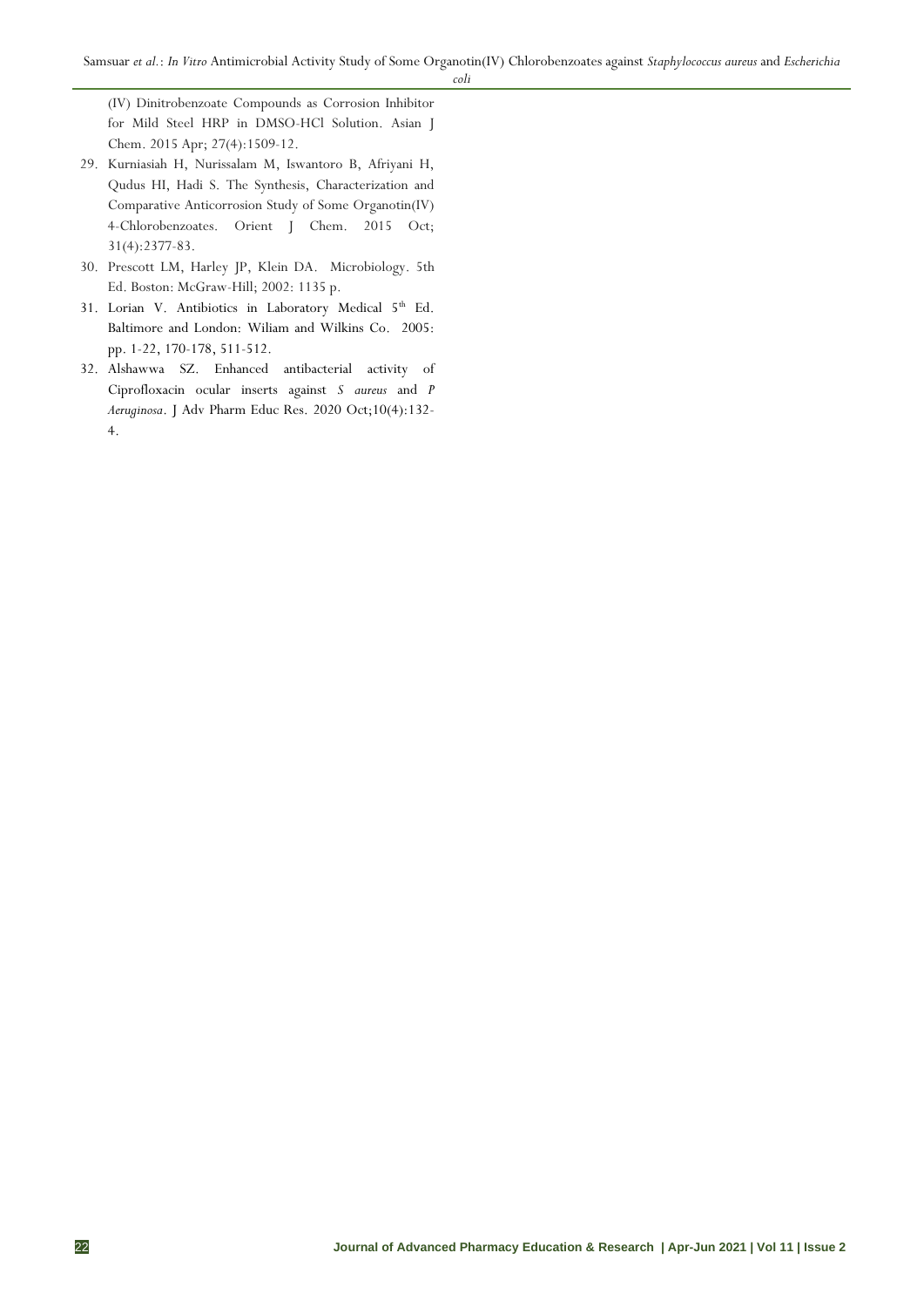(IV) Dinitrobenzoate Compounds as Corrosion Inhibitor for Mild Steel HRP in DMSO-HCl Solution. Asian J Chem. 2015 Apr; 27(4):1509-12.

29. Kurniasiah H, Nurissalam M, Iswantoro B, Afriyani H, Qudus HI, Hadi S. The Synthesis, Characterization and Comparative Anticorrosion Study of Some Organotin(IV) 4-Chlorobenzoates. Orient J Chem. 2015 Oct; 31(4):2377-83.
30. Prescott LM, Harley JP, Klein DA. Microbiology. 5th Ed. Boston: McGraw-Hill; 2002: 1135 p.
31. Lorian V. Antibiotics in Laboratory Medical 5th Ed. Baltimore and London: Wiliam and Wilkins Co. 2005: pp. 1-22, 170-178, 511-512.
32. Alshawwa SZ. Enhanced antibacterial activity of Ciprofloxacin ocular inserts against *S aureus* and *P Aeruginosa*. J Adv Pharm Educ Res. 2020 Oct;10(4):132-4.